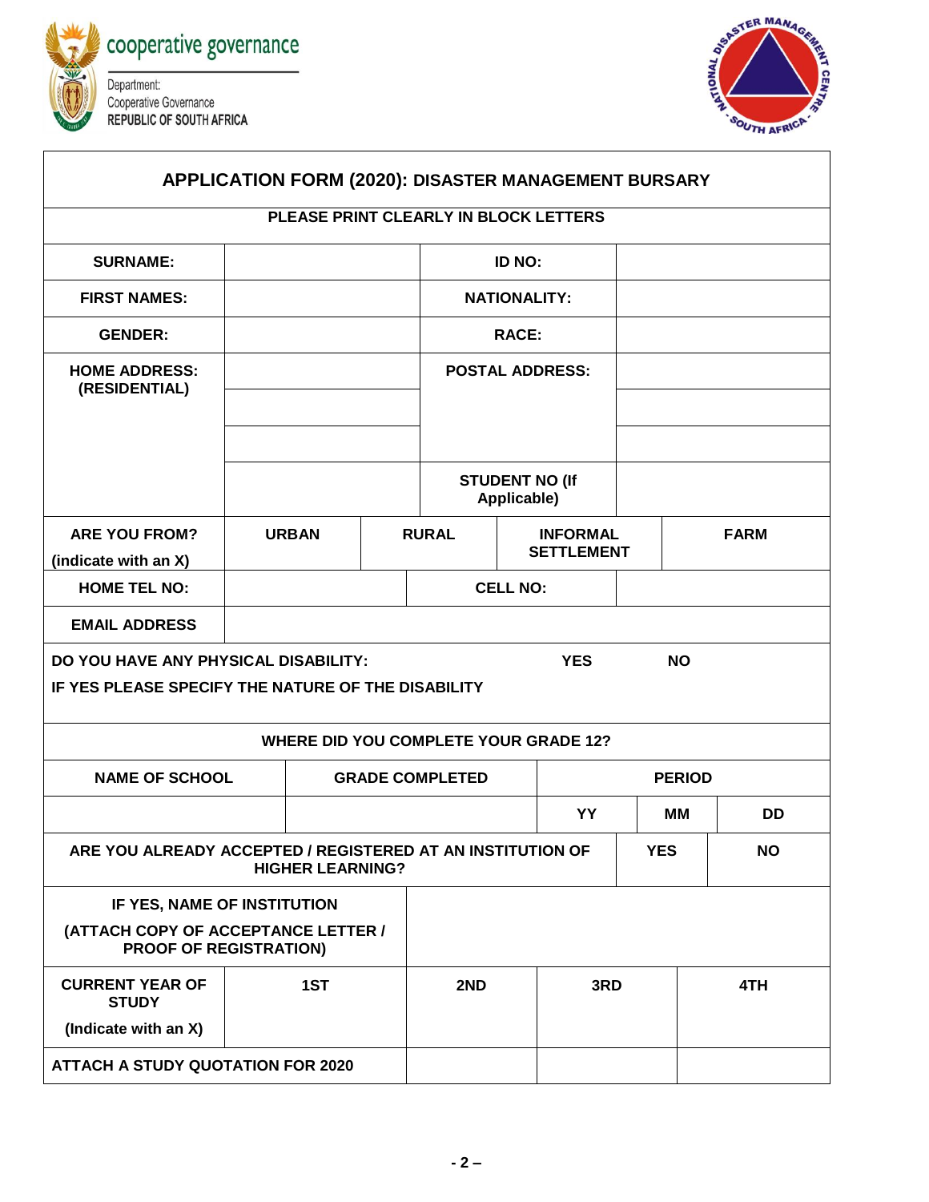cooperative governance

Department:
Cooperative Governance
REPUBLIC OF SOUTH AFRICA

NATIONAL DISASTER MANAGEMENT CENTRE - SOUTH AFRICA -

## APPLICATION FORM (2020): DISASTER MANAGEMENT BURSARY

**PLEASE PRINT CLEARLY IN BLOCK LETTERS**

| | | | |
|---|---|---|---|
| **SURNAME:** | | **ID NO:** | |
| **FIRST NAMES:** | | **NATIONALITY:** | |
| **GENDER:** | | **RACE:** | |
| **HOME ADDRESS: (RESIDENTIAL)** | | **POSTAL ADDRESS:** | |
| | | | |
| | | | |
| | | **STUDENT NO (If Applicable)** | |

| | | | | |
|---|---|---|---|---|
| **ARE YOU FROM?** (indicate with an X) | **URBAN** | **RURAL** | **INFORMAL SETTLEMENT** | **FARM** |

| | | | |
|---|---|---|---|
| **HOME TEL NO:** | | **CELL NO:** | |
| **EMAIL ADDRESS** | | | |

**DO YOU HAVE ANY PHYSICAL DISABILITY:** **YES** **NO**

**IF YES PLEASE SPECIFY THE NATURE OF THE DISABILITY**

**WHERE DID YOU COMPLETE YOUR GRADE 12?**

| NAME OF SCHOOL | GRADE COMPLETED | PERIOD | | |
|---|---|---|---|---|
| | | YY | MM | DD |

| | | |
|---|---|---|
| **ARE YOU ALREADY ACCEPTED / REGISTERED AT AN INSTITUTION OF HIGHER LEARNING?** | **YES** | **NO** |

| | |
|---|---|
| **IF YES, NAME OF INSTITUTION (ATTACH COPY OF ACCEPTANCE LETTER / PROOF OF REGISTRATION)** | |

| | | | | |
|---|---|---|---|---|
| **CURRENT YEAR OF STUDY** (Indicate with an X) | **1ST** | **2ND** | **3RD** | **4TH** |
| **ATTACH A STUDY QUOTATION FOR 2020** | | | | |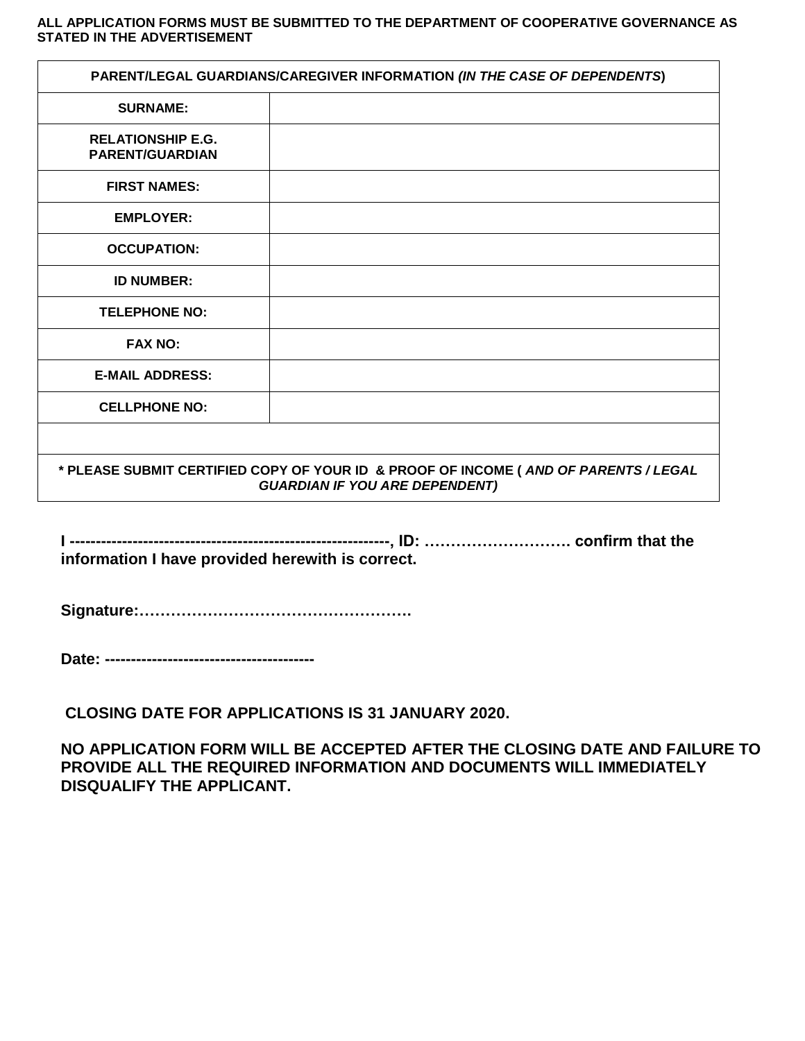**ALL APPLICATION FORMS MUST BE SUBMITTED TO THE DEPARTMENT OF COOPERATIVE GOVERNANCE AS STATED IN THE ADVERTISEMENT**

| **PARENT/LEGAL GUARDIANS/CAREGIVER INFORMATION *(IN THE CASE OF DEPENDENTS)*** | |
|---|---|
| **SURNAME:** | |
| **RELATIONSHIP E.G. PARENT/GUARDIAN** | |
| **FIRST NAMES:** | |
| **EMPLOYER:** | |
| **OCCUPATION:** | |
| **ID NUMBER:** | |
| **TELEPHONE NO:** | |
| **FAX NO:** | |
| **E-MAIL ADDRESS:** | |
| **CELLPHONE NO:** | |
| | |
| **\* PLEASE SUBMIT CERTIFIED COPY OF YOUR ID & PROOF OF INCOME ( *AND OF PARENTS / LEGAL GUARDIAN IF YOU ARE DEPENDENT)*** | |

**I -----------------------------------------------------------, ID: ………………………. confirm that the information I have provided herewith is correct.**

**Signature:…………………………………………….**

**Date: ---------------------------------------**

**CLOSING DATE FOR APPLICATIONS IS 31 JANUARY 2020.**

**NO APPLICATION FORM WILL BE ACCEPTED AFTER THE CLOSING DATE AND FAILURE TO PROVIDE ALL THE REQUIRED INFORMATION AND DOCUMENTS WILL IMMEDIATELY DISQUALIFY THE APPLICANT.**